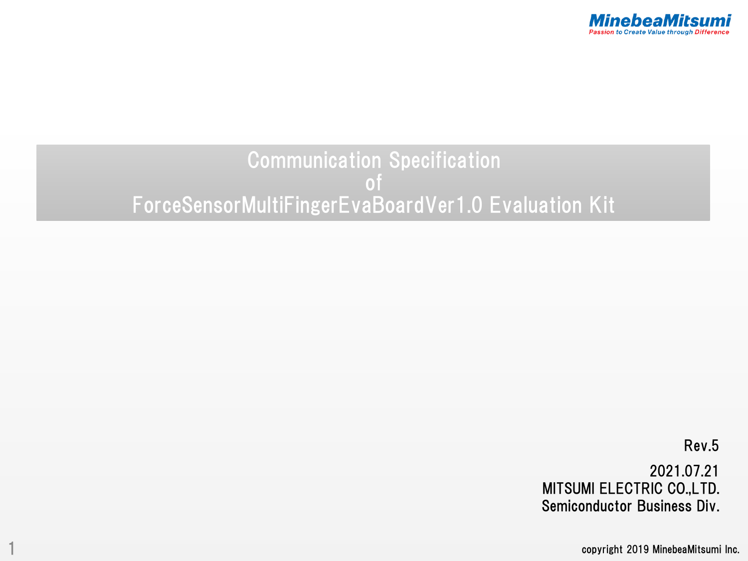MinebeaMitsumi

Passion to Create Value through Difference

# Communication Specification of ForceSensorMultiFingerEvaBoardVer1.0 Evaluation Kit

Rev.5

2021.07.21

MITSUMI ELECTRIC CO.,LTD.

Semiconductor Business Div.

copyright 2019 MinebeaMitsumi Inc.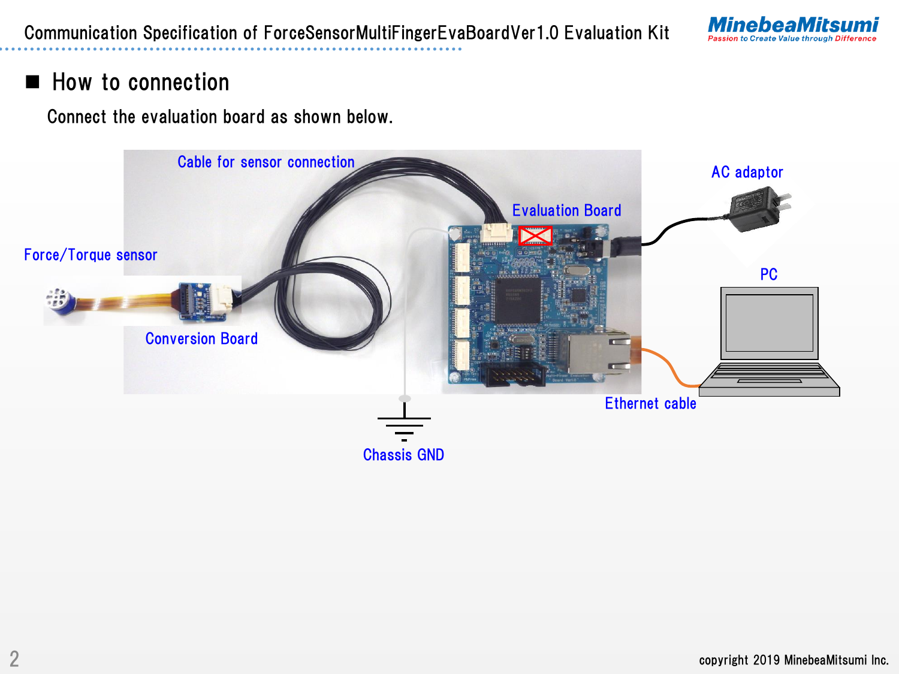## ■ How to connection

Connect the evaluation board as shown below.

Cable for sensor connection

Evaluation Board

AC adaptor

Force/Torque sensor

PC

Conversion Board

Ethernet cable

Chassis GND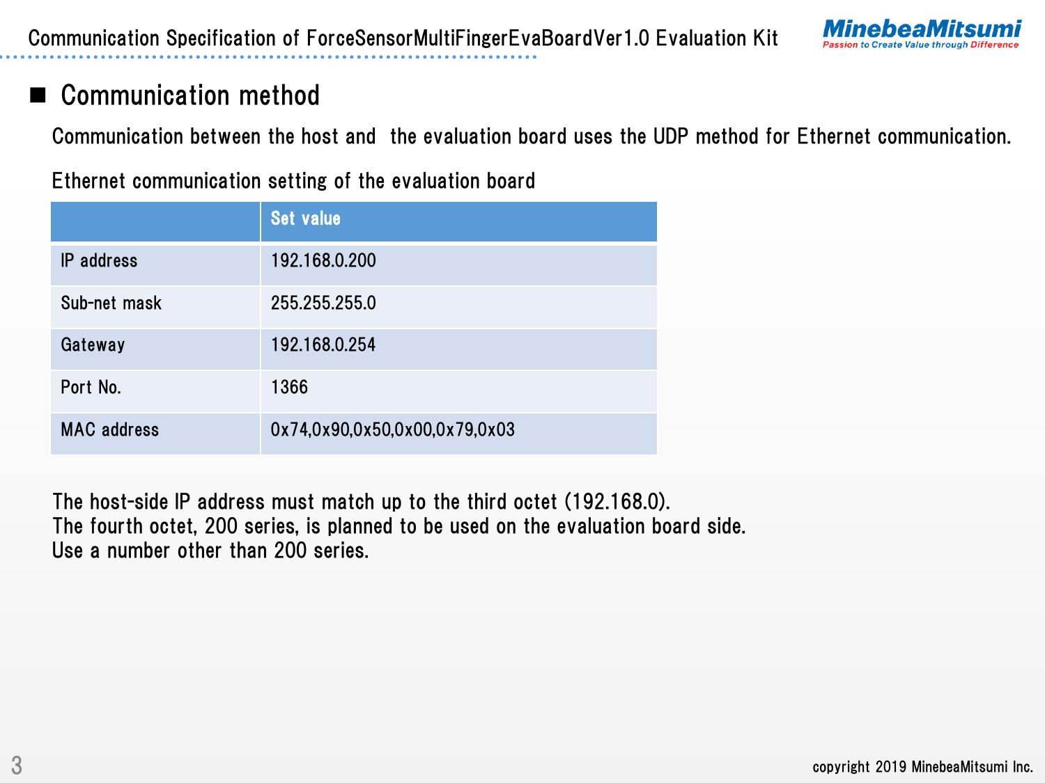## ■ Communication method

Communication between the host and the evaluation board uses the UDP method for Ethernet communication.

Ethernet communication setting of the evaluation board

| | Set value |
|---|---|
| IP address | 192.168.0.200 |
| Sub-net mask | 255.255.255.0 |
| Gateway | 192.168.0.254 |
| Port No. | 1366 |
| MAC address | 0x74,0x90,0x50,0x00,0x79,0x03 |

The host-side IP address must match up to the third octet (192.168.0).
The fourth octet, 200 series, is planned to be used on the evaluation board side.
Use a number other than 200 series.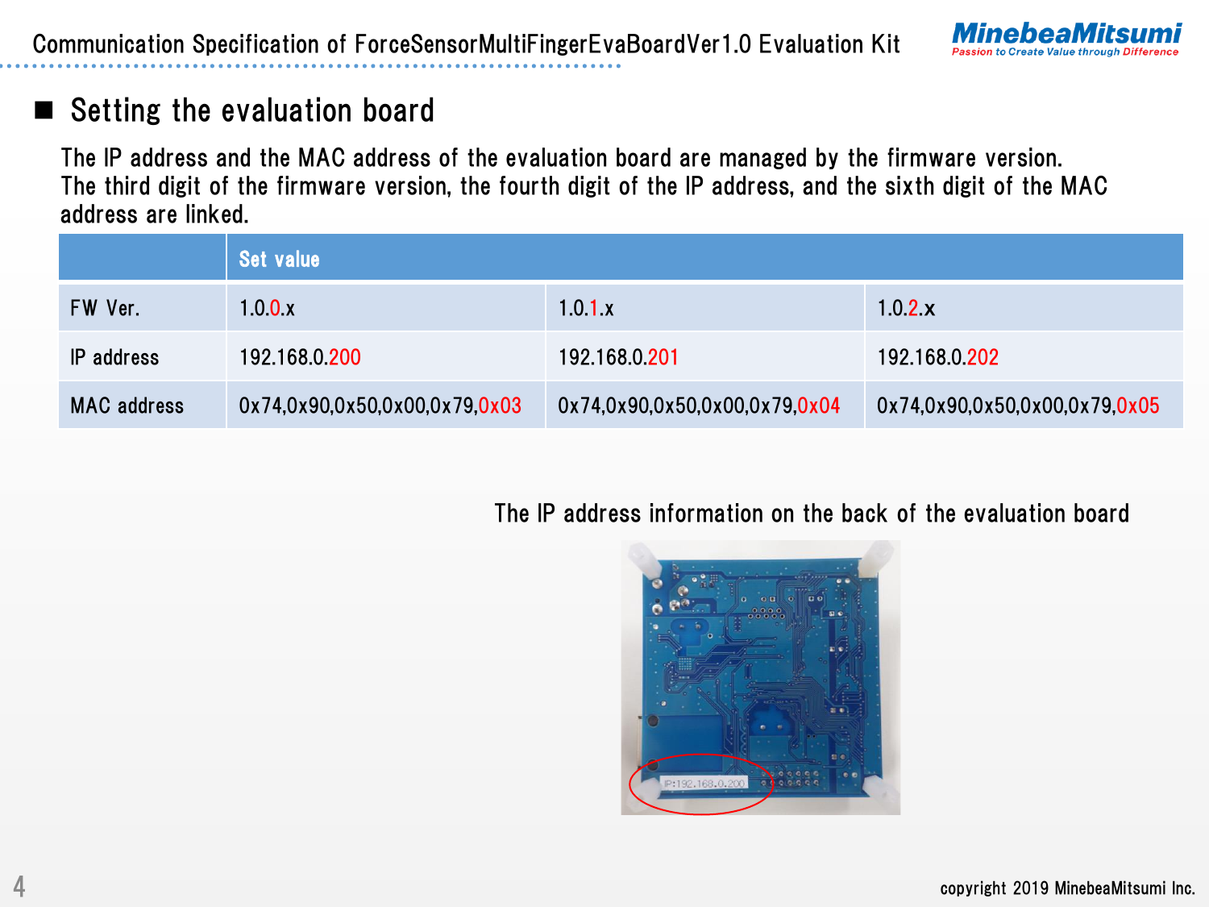## Setting the evaluation board

The IP address and the MAC address of the evaluation board are managed by the firmware version.
The third digit of the firmware version, the fourth digit of the IP address, and the sixth digit of the MAC address are linked.

| | Set value | | |
|---|---|---|---|
| FW Ver. | 1.0.0.x | 1.0.1.x | 1.0.2.x |
| IP address | 192.168.0.200 | 192.168.0.201 | 192.168.0.202 |
| MAC address | 0x74,0x90,0x50,0x00,0x79,0x03 | 0x74,0x90,0x50,0x00,0x79,0x04 | 0x74,0x90,0x50,0x00,0x79,0x05 |

The IP address information on the back of the evaluation board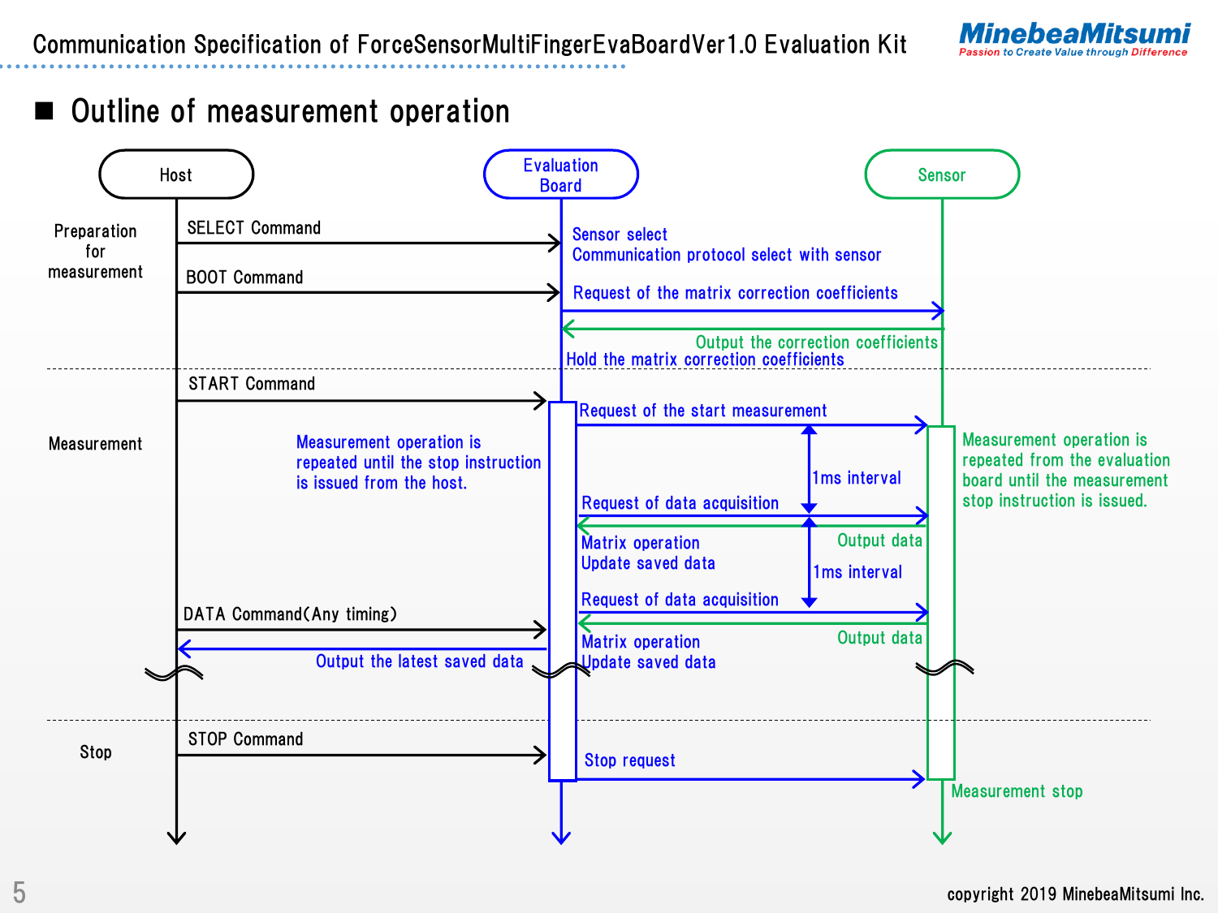## ■ Outline of measurement operation

**Host** — **Evaluation Board** — **Sensor**

### Preparation for measurement

- Host → Evaluation Board: SELECT Command
  - Evaluation Board: Sensor select / Communication protocol select with sensor
- Host → Evaluation Board: BOOT Command
  - Evaluation Board → Sensor: Request of the matrix correction coefficients
  - Sensor → Evaluation Board: Output the correction coefficients
  - Evaluation Board: Hold the matrix correction coefficients

### Measurement

- Host → Evaluation Board: START Command
  - Evaluation Board → Sensor: Request of the start measurement
  - Evaluation Board → Sensor: Request of data acquisition (1ms interval)
  - Sensor → Evaluation Board: Output data
  - Evaluation Board: Matrix operation / Update saved data
  - Evaluation Board → Sensor: Request of data acquisition (1ms interval)
  - Sensor → Evaluation Board: Output data
  - Evaluation Board: Matrix operation / Update saved data
- Host → Evaluation Board: DATA Command(Any timing)
- Evaluation Board → Host: Output the latest saved data

Measurement operation is repeated until the stop instruction is issued from the host.

Measurement operation is repeated from the evaluation board until the measurement stop instruction is issued.

### Stop

- Host → Evaluation Board: STOP Command
  - Evaluation Board → Sensor: Stop request
  - Sensor: Measurement stop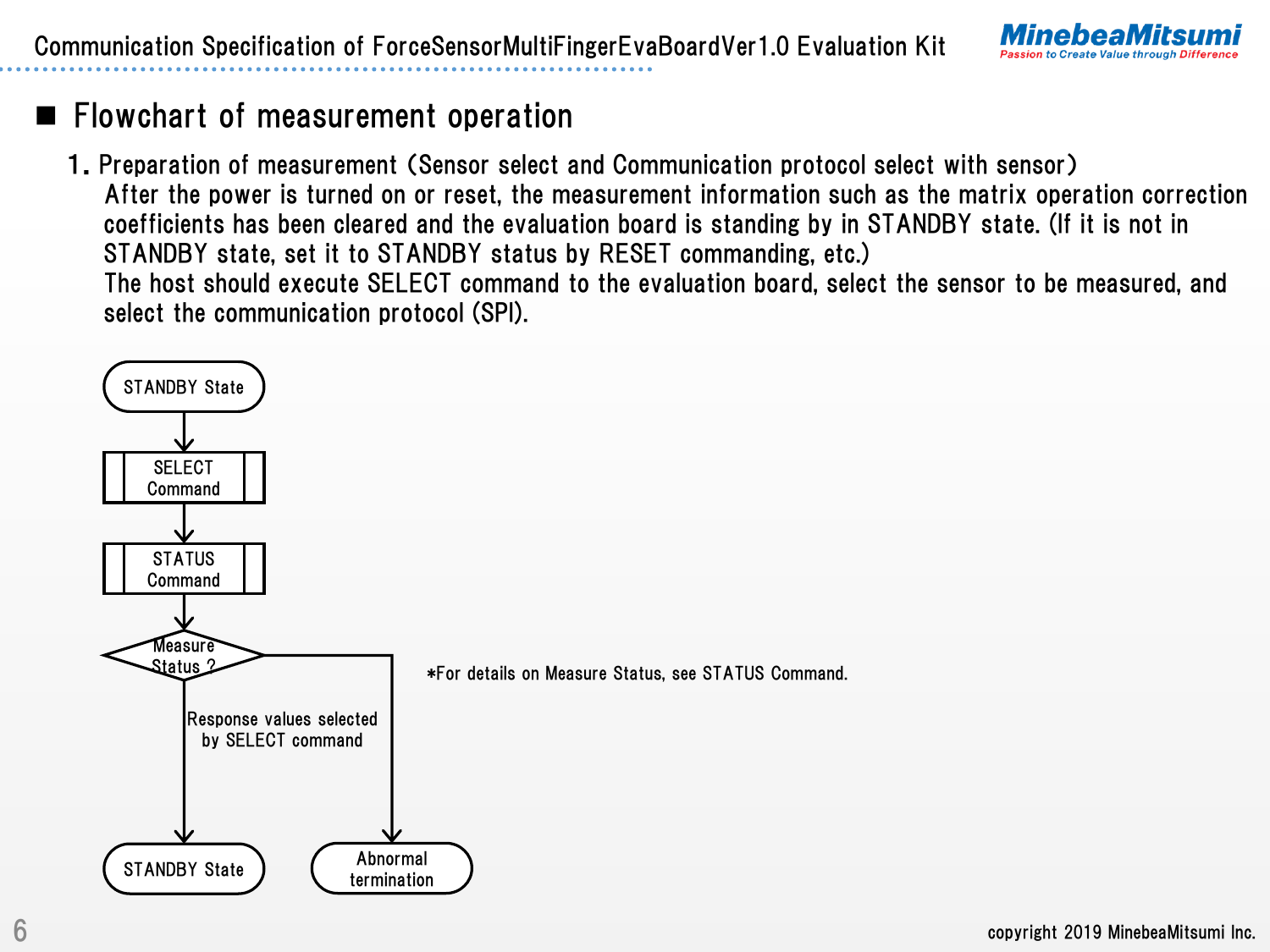## ■ Flowchart of measurement operation

1. Preparation of measurement (Sensor select and Communication protocol select with sensor)

   After the power is turned on or reset, the measurement information such as the matrix operation correction coefficients has been cleared and the evaluation board is standing by in STANDBY state. (If it is not in STANDBY state, set it to STANDBY status by RESET commanding, etc.)

   The host should execute SELECT command to the evaluation board, select the sensor to be measured, and select the communication protocol (SPI).

STANDBY State

↓

SELECT Command

↓

STATUS Command

↓

Measure Status ?

- Response values selected by SELECT command → STANDBY State
- Otherwise → Abnormal termination

*For details on Measure Status, see STATUS Command.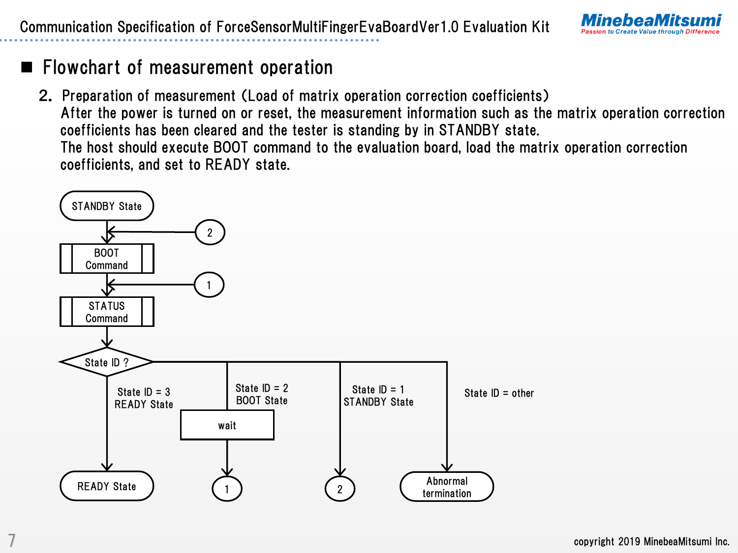## ■ Flowchart of measurement operation

2. Preparation of measurement (Load of matrix operation correction coefficients)
   After the power is turned on or reset, the measurement information such as the matrix operation correction coefficients has been cleared and the tester is standing by in STANDBY state.
   The host should execute BOOT command to the evaluation board, load the matrix operation correction coefficients, and set to READY state.

STANDBY State

BOOT Command

STATUS Command

State ID ?

State ID = 3 READY State → READY State

State ID = 2 BOOT State → wait → 1

State ID = 1 STANDBY State → 2

State ID = other → Abnormal termination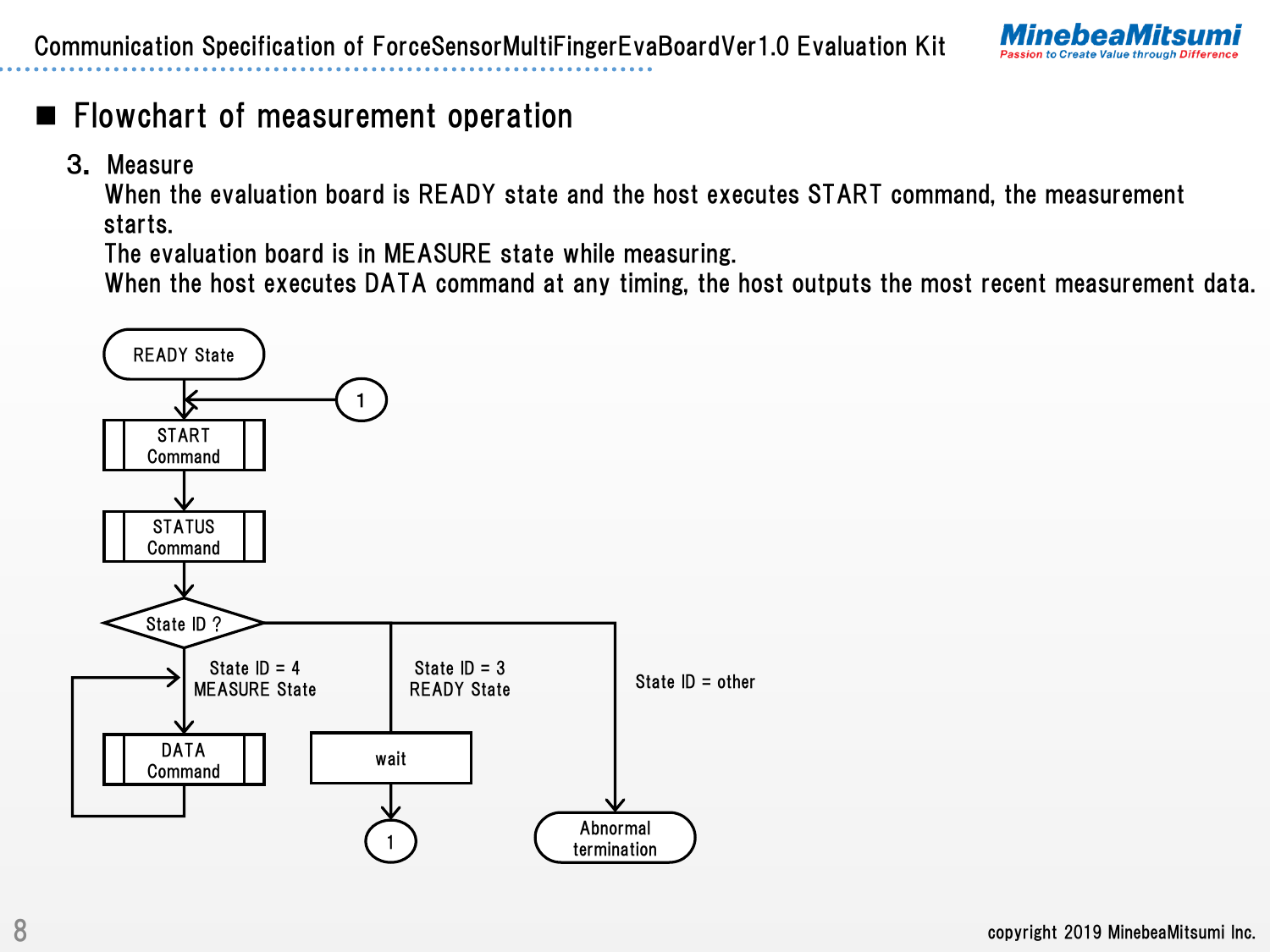## ■ Flowchart of measurement operation

### 3. Measure

When the evaluation board is READY state and the host executes START command, the measurement starts.
The evaluation board is in MEASURE state while measuring.
When the host executes DATA command at any timing, the host outputs the most recent measurement data.

READY State

START Command

STATUS Command

State ID ?

State ID = 4
MEASURE State

DATA Command

State ID = 3
READY State

wait

1

State ID = other

Abnormal termination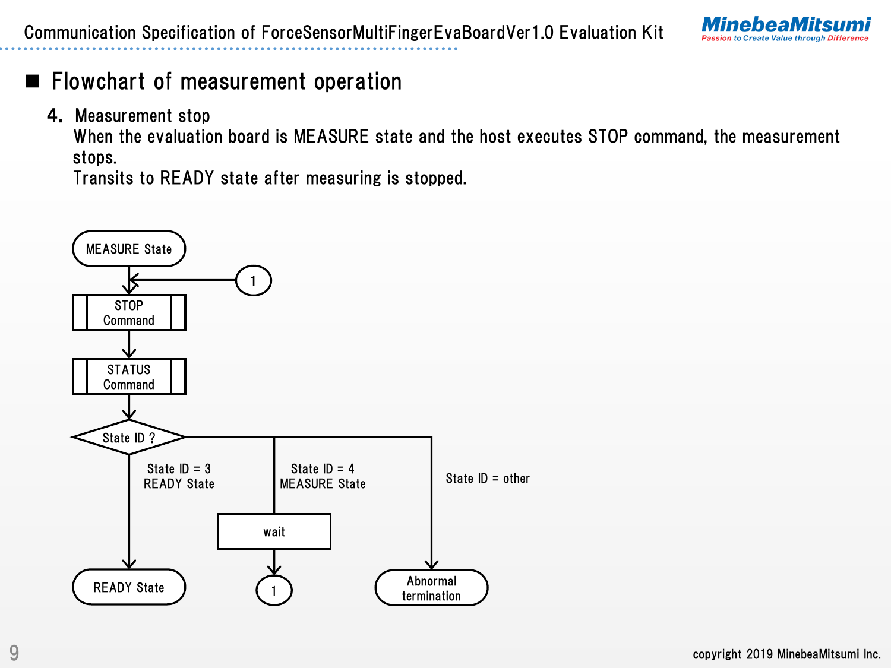## ■ Flowchart of measurement operation

4. Measurement stop

When the evaluation board is MEASURE state and the host executes STOP command, the measurement stops.

Transits to READY state after measuring is stopped.

MEASURE State

1

STOP Command

STATUS Command

State ID ?

State ID = 3
READY State

State ID = 4
MEASURE State

State ID = other

wait

READY State

1

Abnormal termination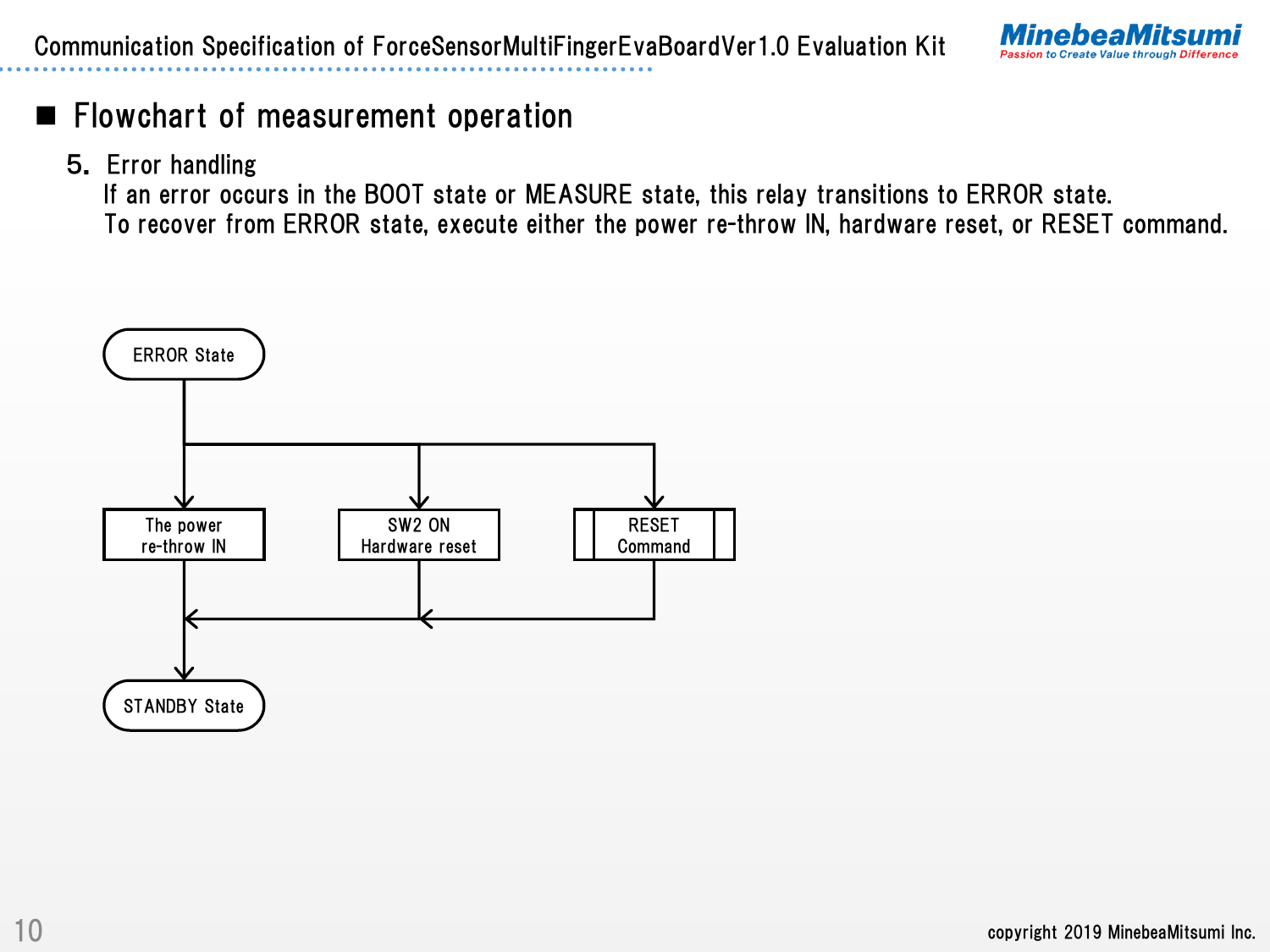## Flowchart of measurement operation

5. Error handling

If an error occurs in the BOOT state or MEASURE state, this relay transitions to ERROR state.
To recover from ERROR state, execute either the power re-throw IN, hardware reset, or RESET command.

ERROR State

The power re-throw IN

SW2 ON Hardware reset

RESET Command

STANDBY State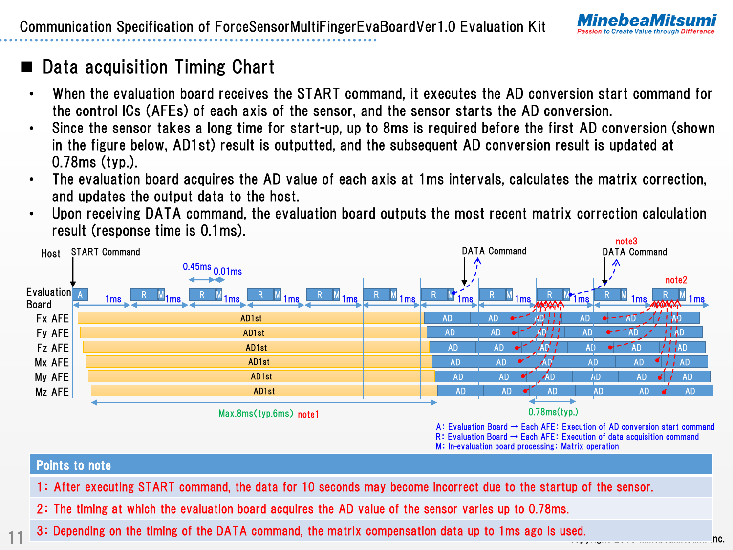## ■ Data acquisition Timing Chart

- When the evaluation board receives the START command, it executes the AD conversion start command for the control ICs (AFEs) of each axis of the sensor, and the sensor starts the AD conversion.
- Since the sensor takes a long time for start-up, up to 8ms is required before the first AD conversion (shown in the figure below, AD1st) result is outputted, and the subsequent AD conversion result is updated at 0.78ms (typ.).
- The evaluation board acquires the AD value of each axis at 1ms intervals, calculates the matrix correction, and updates the output data to the host.
- Upon receiving DATA command, the evaluation board outputs the most recent matrix correction calculation result (response time is 0.1ms).

Host: START Command, DATA Command, DATA Command (note3)

Evaluation Board: A, R, M at 1ms intervals (0.45ms, 0.01ms); note2

Fx AFE, Fy AFE, Fz AFE, Mx AFE, My AFE, Mz AFE: AD1st, then AD

Max.8ms(typ.6ms) note1

0.78ms(typ.)

A: Evaluation Board → Each AFE: Execution of AD conversion start command
R: Evaluation Board → Each AFE: Execution of data acquisition command
M: In-evaluation board processing: Matrix operation

| Points to note |
|---|
| 1: After executing START command, the data for 10 seconds may become incorrect due to the startup of the sensor. |
| 2: The timing at which the evaluation board acquires the AD value of the sensor varies up to 0.78ms. |
| 3: Depending on the timing of the DATA command, the matrix compensation data up to 1ms ago is used. |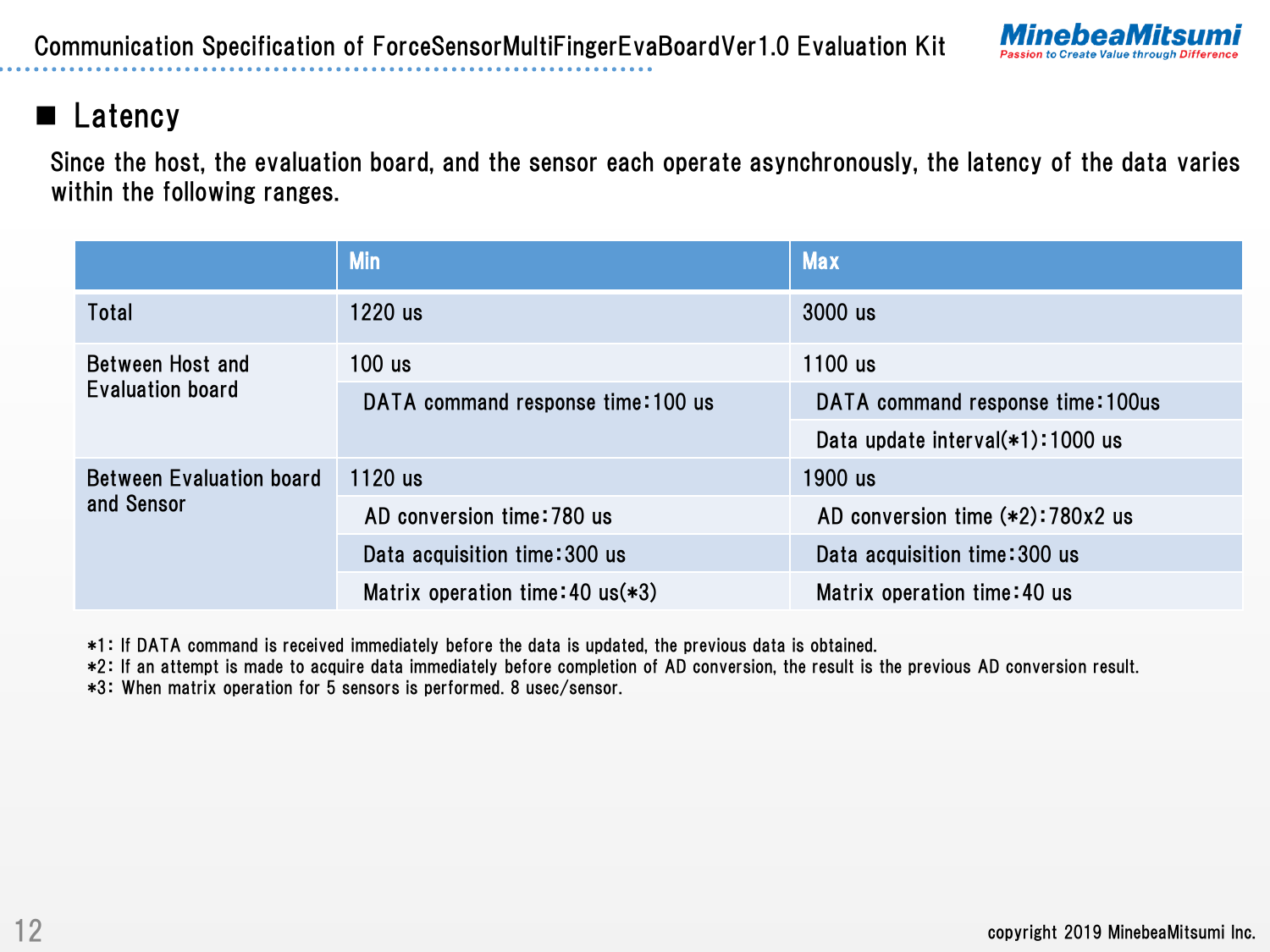## ■ Latency

Since the host, the evaluation board, and the sensor each operate asynchronously, the latency of the data varies within the following ranges.

| | Min | Max |
|---|---|---|
| Total | 1220 us | 3000 us |
| Between Host and Evaluation board | 100 us | 1100 us |
| | DATA command response time:100 us | DATA command response time:100us |
| | | Data update interval(*1):1000 us |
| Between Evaluation board and Sensor | 1120 us | 1900 us |
| | AD conversion time:780 us | AD conversion time (*2):780x2 us |
| | Data acquisition time:300 us | Data acquisition time:300 us |
| | Matrix operation time:40 us(*3) | Matrix operation time:40 us |

*1: If DATA command is received immediately before the data is updated, the previous data is obtained.
*2: If an attempt is made to acquire data immediately before completion of AD conversion, the result is the previous AD conversion result.
*3: When matrix operation for 5 sensors is performed. 8 usec/sensor.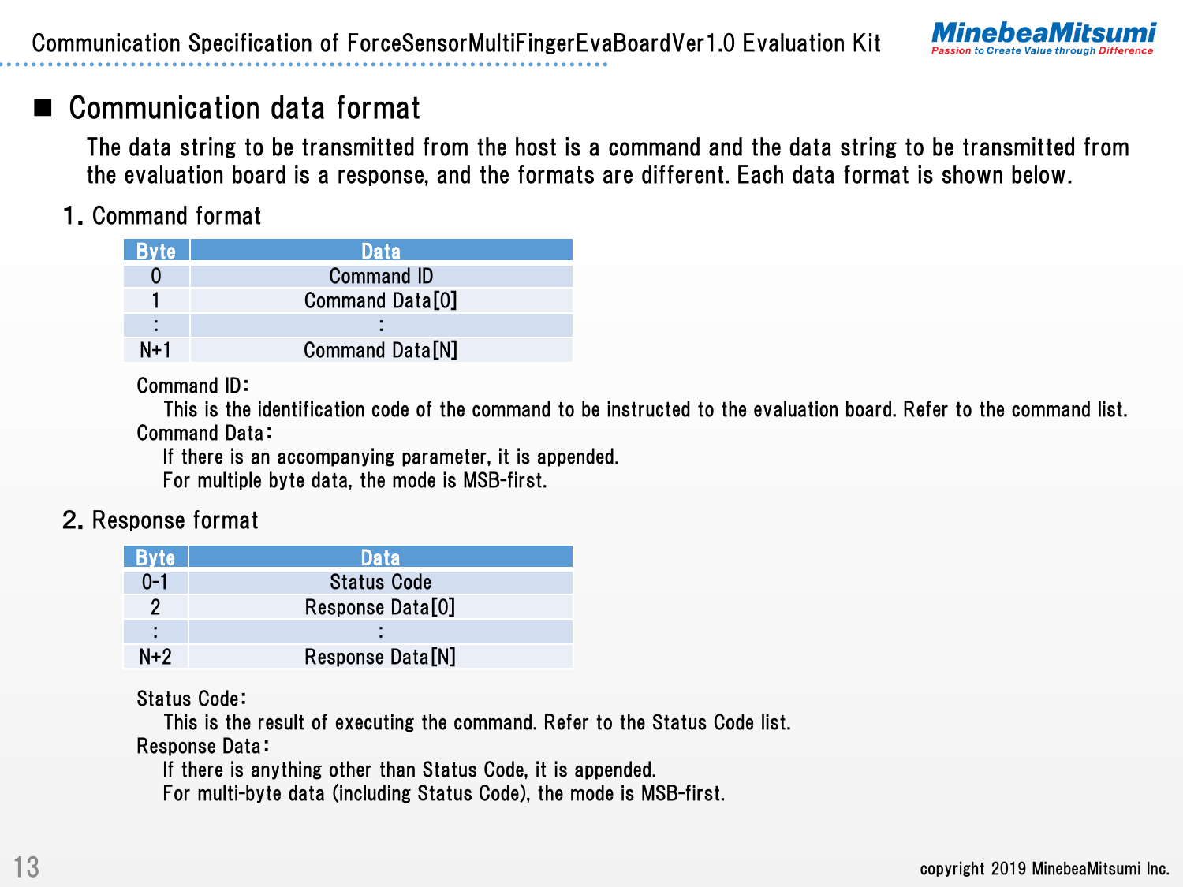## ■ Communication data format

The data string to be transmitted from the host is a command and the data string to be transmitted from the evaluation board is a response, and the formats are different. Each data format is shown below.

### 1. Command format

| Byte | Data |
|---|---|
| 0 | Command ID |
| 1 | Command Data[0] |
| : | : |
| N+1 | Command Data[N] |

Command ID:
This is the identification code of the command to be instructed to the evaluation board. Refer to the command list.

Command Data:
If there is an accompanying parameter, it is appended.
For multiple byte data, the mode is MSB-first.

### 2. Response format

| Byte | Data |
|---|---|
| 0-1 | Status Code |
| 2 | Response Data[0] |
| : | : |
| N+2 | Response Data[N] |

Status Code:
This is the result of executing the command. Refer to the Status Code list.

Response Data:
If there is anything other than Status Code, it is appended.
For multi-byte data (including Status Code), the mode is MSB-first.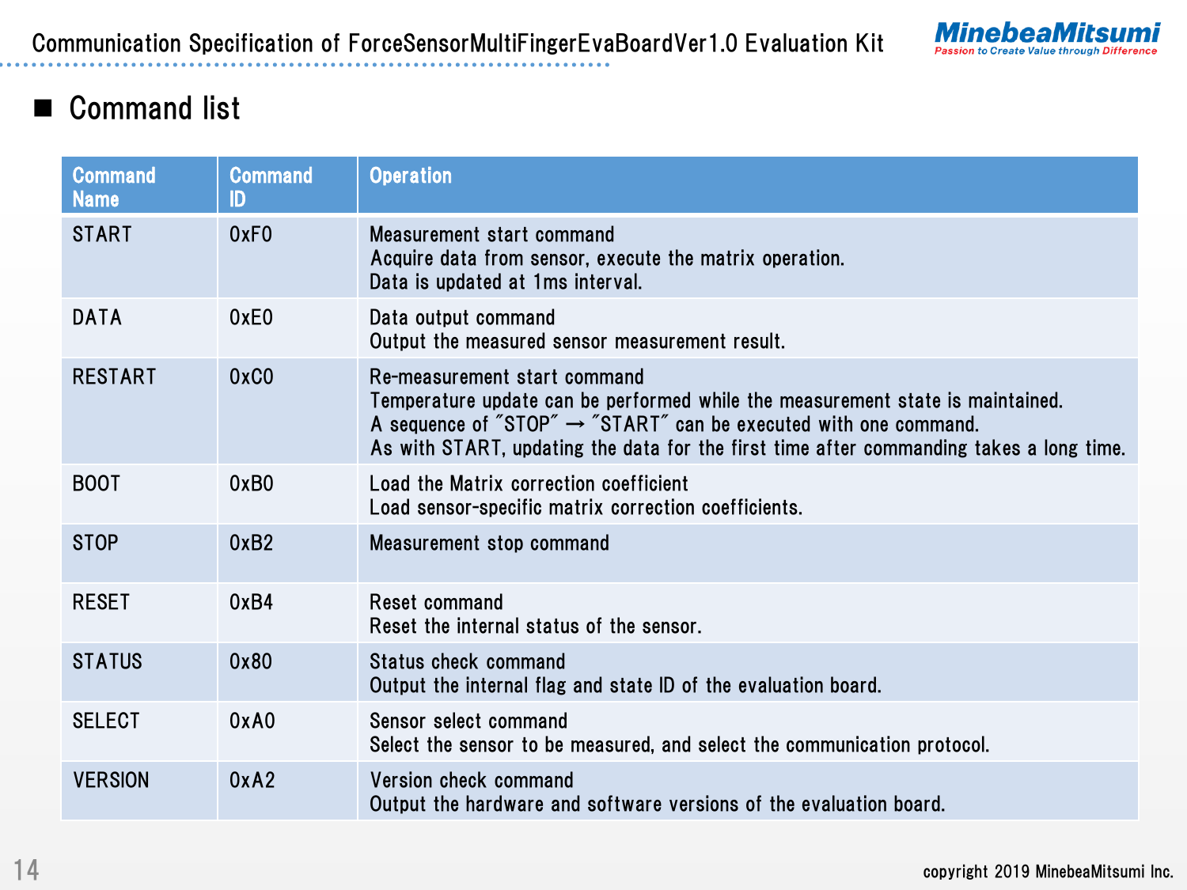## ■ Command list

| Command Name | Command ID | Operation |
|---|---|---|
| START | 0xF0 | Measurement start command<br>Acquire data from sensor, execute the matrix operation.<br>Data is updated at 1ms interval. |
| DATA | 0xE0 | Data output command<br>Output the measured sensor measurement result. |
| RESTART | 0xC0 | Re-measurement start command<br>Temperature update can be performed while the measurement state is maintained.<br>A sequence of ″STOP″ → ″START″ can be executed with one command.<br>As with START, updating the data for the first time after commanding takes a long time. |
| BOOT | 0xB0 | Load the Matrix correction coefficient<br>Load sensor-specific matrix correction coefficients. |
| STOP | 0xB2 | Measurement stop command |
| RESET | 0xB4 | Reset command<br>Reset the internal status of the sensor. |
| STATUS | 0x80 | Status check command<br>Output the internal flag and state ID of the evaluation board. |
| SELECT | 0xA0 | Sensor select command<br>Select the sensor to be measured, and select the communication protocol. |
| VERSION | 0xA2 | Version check command<br>Output the hardware and software versions of the evaluation board. |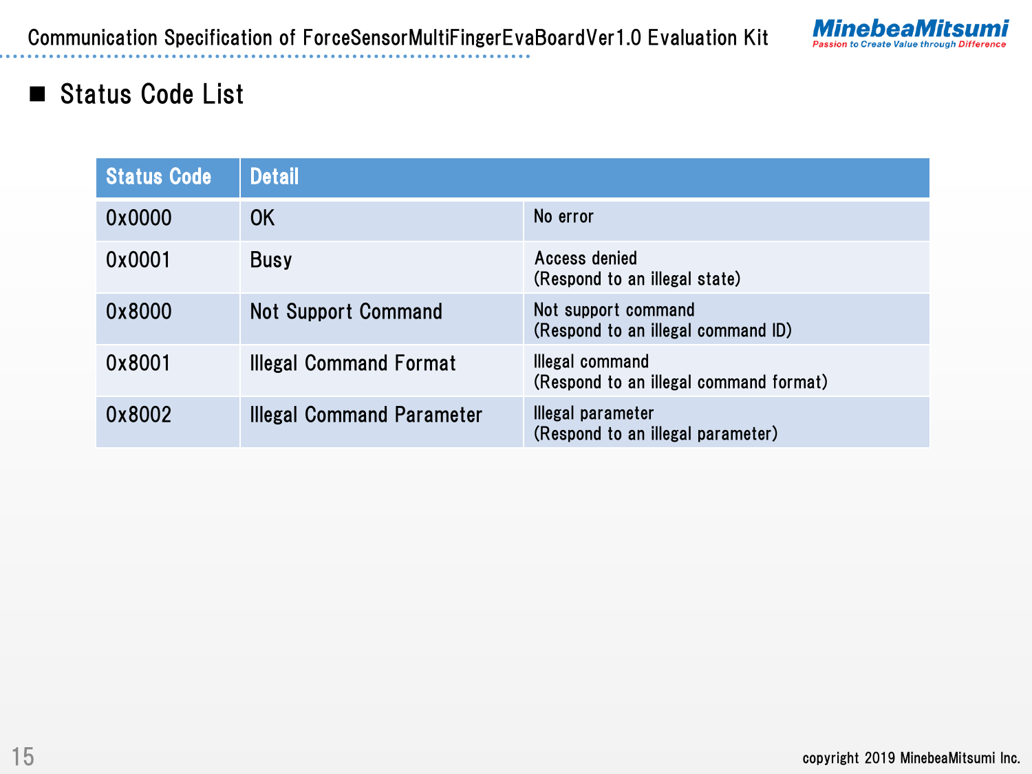## Status Code List

| Status Code | Detail | |
|---|---|---|
| 0x0000 | OK | No error |
| 0x0001 | Busy | Access denied<br>(Respond to an illegal state) |
| 0x8000 | Not Support Command | Not support command<br>(Respond to an illegal command ID) |
| 0x8001 | Illegal Command Format | Illegal command<br>(Respond to an illegal command format) |
| 0x8002 | Illegal Command Parameter | Illegal parameter<br>(Respond to an illegal parameter) |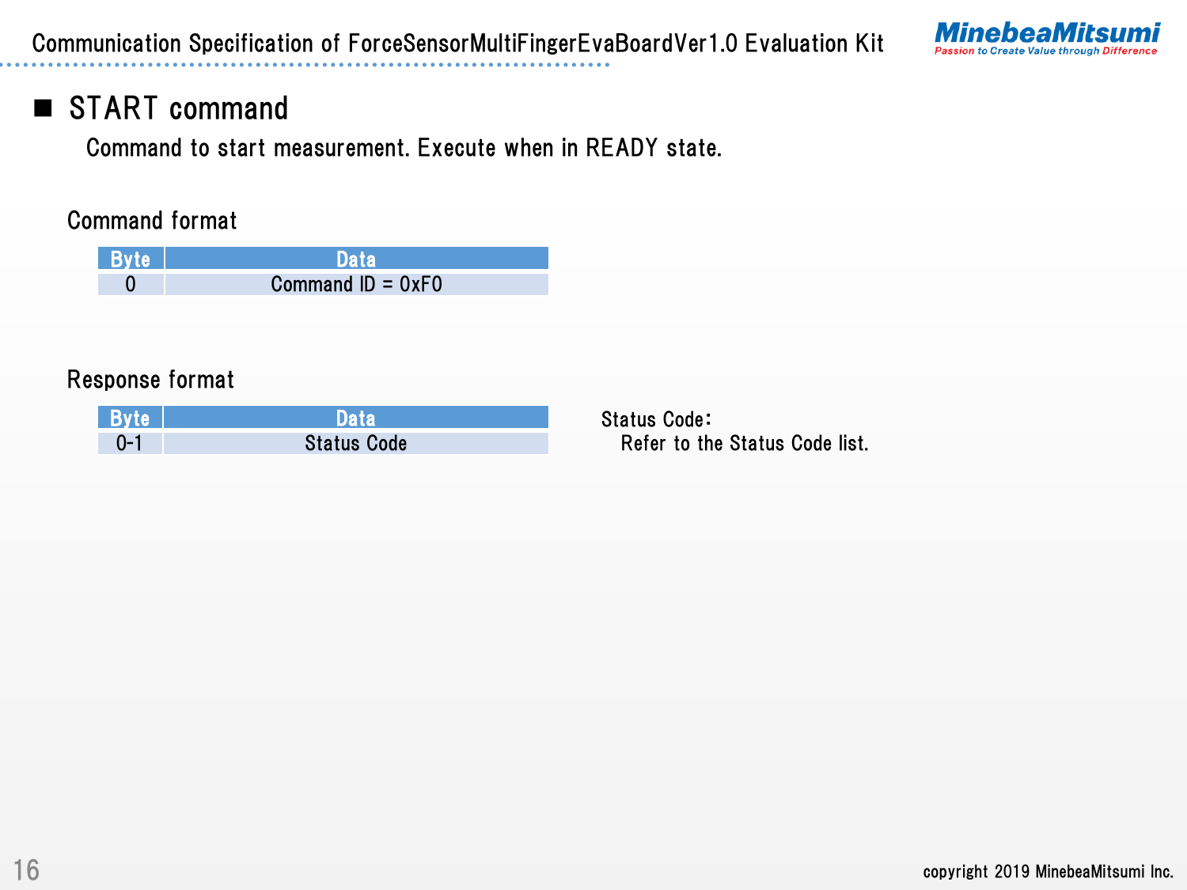## ■ START command

Command to start measurement. Execute when in READY state.

Command format

| Byte | Data |
|---|---|
| 0 | Command ID = 0xF0 |

Response format

| Byte | Data |
|---|---|
| 0-1 | Status Code |

Status Code:
Refer to the Status Code list.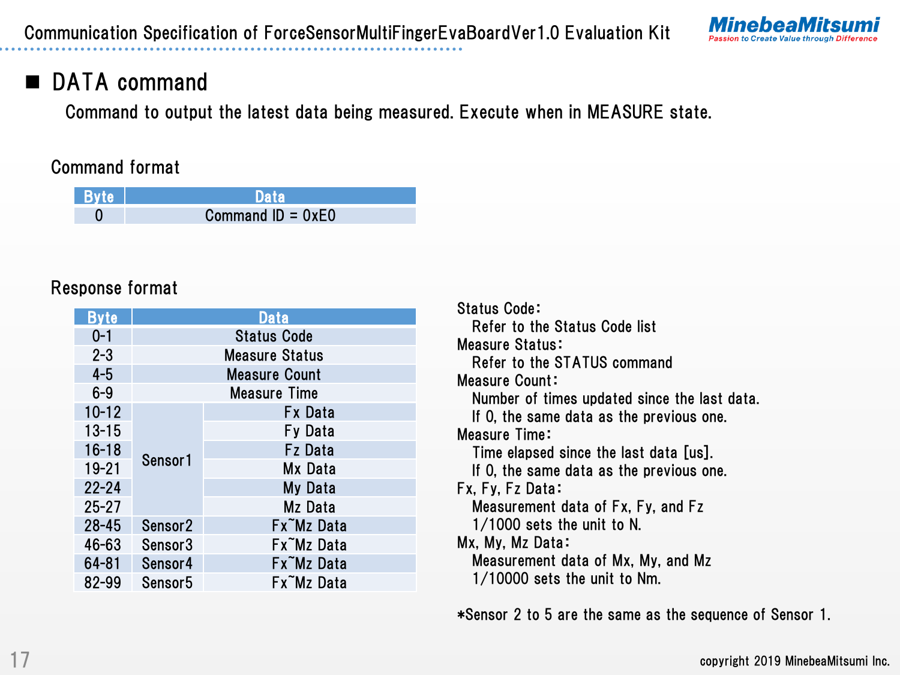## ■ DATA command

Command to output the latest data being measured. Execute when in MEASURE state.

### Command format

| Byte | Data |
|---|---|
| 0 | Command ID = 0xE0 |

### Response format

| Byte | Data | |
|---|---|---|
| 0-1 | Status Code | |
| 2-3 | Measure Status | |
| 4-5 | Measure Count | |
| 6-9 | Measure Time | |
| 10-12 | Sensor1 | Fx Data |
| 13-15 | | Fy Data |
| 16-18 | | Fz Data |
| 19-21 | | Mx Data |
| 22-24 | | My Data |
| 25-27 | | Mz Data |
| 28-45 | Sensor2 | Fx~Mz Data |
| 46-63 | Sensor3 | Fx~Mz Data |
| 64-81 | Sensor4 | Fx~Mz Data |
| 82-99 | Sensor5 | Fx~Mz Data |

Status Code:
  Refer to the Status Code list
Measure Status:
  Refer to the STATUS command
Measure Count:
  Number of times updated since the last data.
  If 0, the same data as the previous one.
Measure Time:
  Time elapsed since the last data [us].
  If 0, the same data as the previous one.
Fx, Fy, Fz Data:
  Measurement data of Fx, Fy, and Fz
  1/1000 sets the unit to N.
Mx, My, Mz Data:
  Measurement data of Mx, My, and Mz
  1/10000 sets the unit to Nm.

*Sensor 2 to 5 are the same as the sequence of Sensor 1.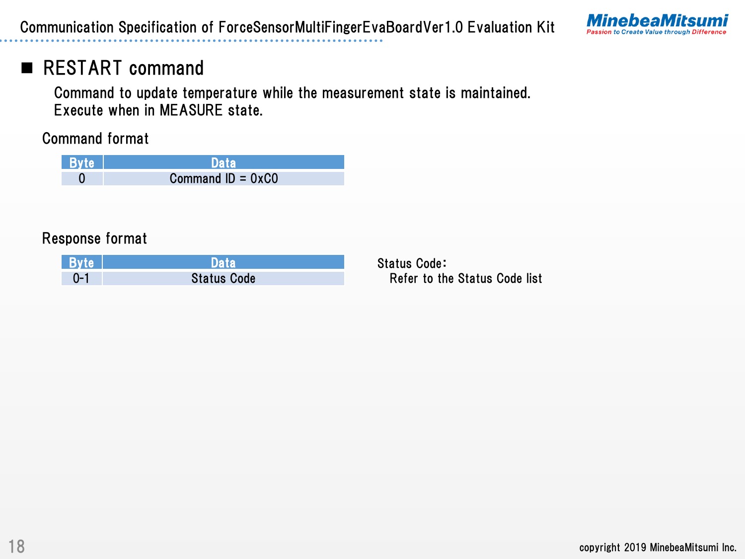## ■ RESTART command

Command to update temperature while the measurement state is maintained.
Execute when in MEASURE state.

Command format

| Byte | Data |
|---|---|
| 0 | Command ID = 0xC0 |

Response format

| Byte | Data |
|---|---|
| 0-1 | Status Code |

Status Code:
Refer to the Status Code list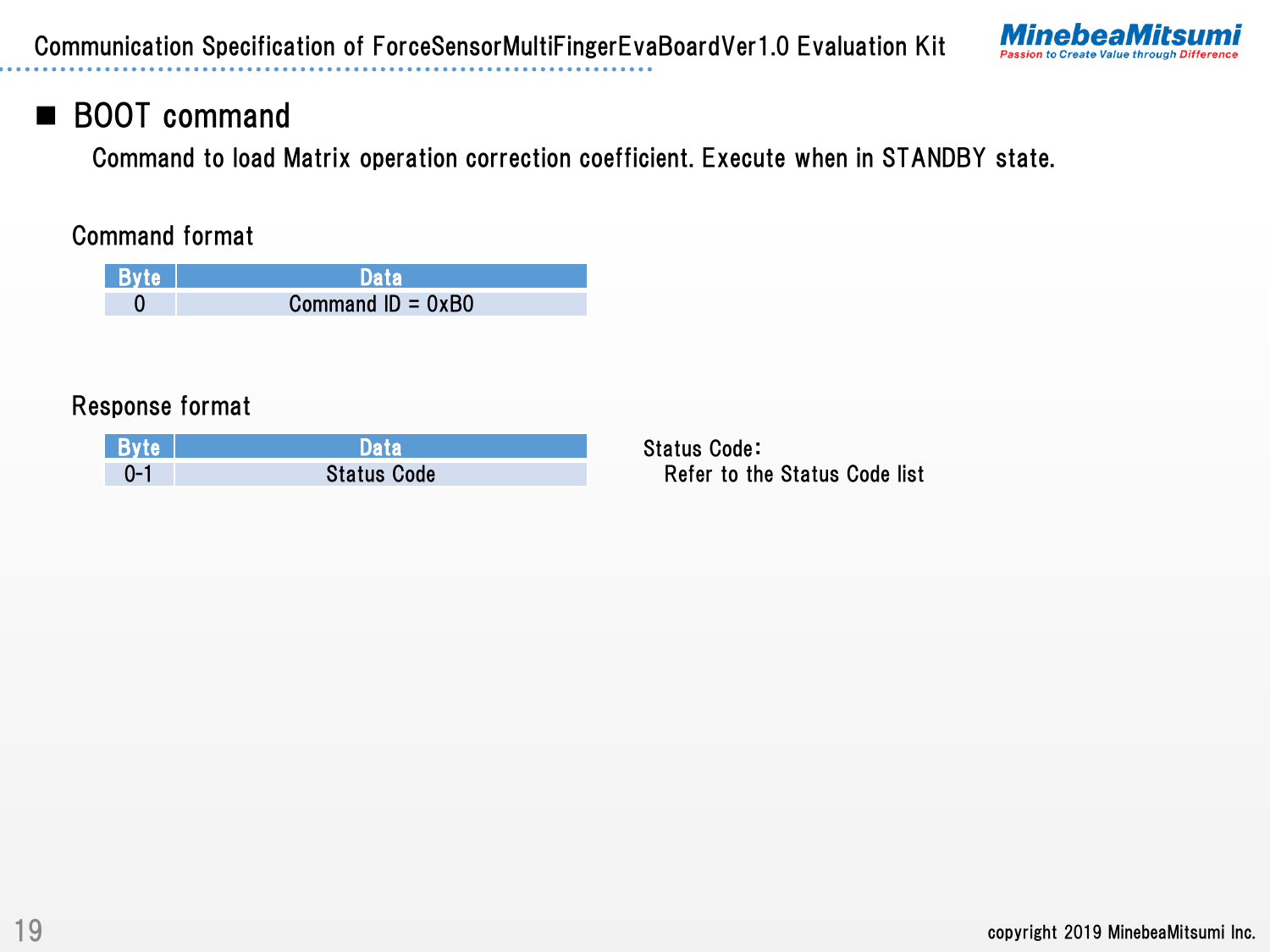## ■ BOOT command

Command to load Matrix operation correction coefficient. Execute when in STANDBY state.

Command format

| Byte | Data |
|---|---|
| 0 | Command ID = 0xB0 |

Response format

| Byte | Data |
|---|---|
| 0-1 | Status Code |

Status Code:
Refer to the Status Code list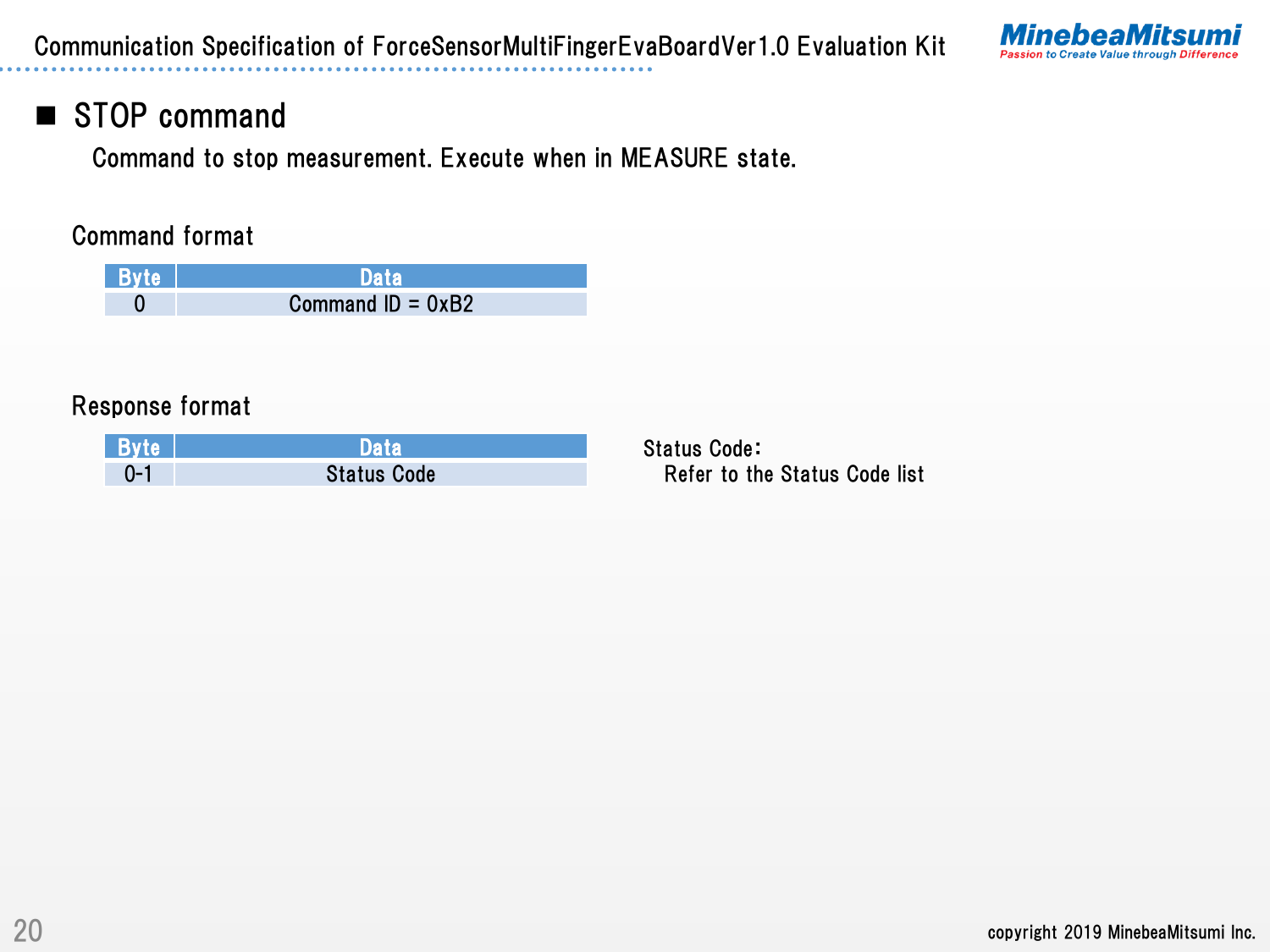## ■ STOP command

Command to stop measurement. Execute when in MEASURE state.

Command format

| Byte | Data |
|---|---|
| 0 | Command ID = 0xB2 |

Response format

| Byte | Data |
|---|---|
| 0-1 | Status Code |

Status Code:
Refer to the Status Code list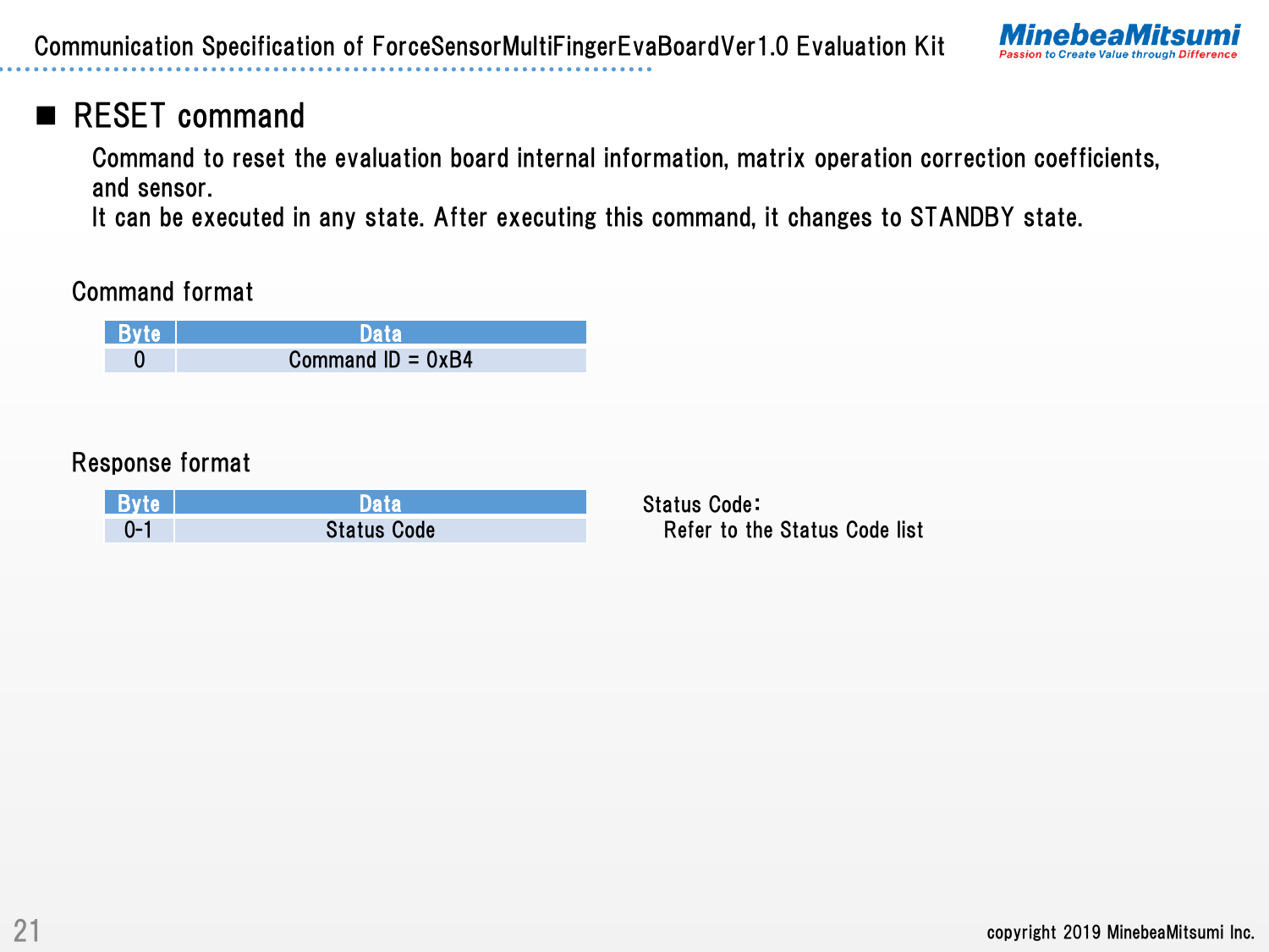## ■ RESET command

Command to reset the evaluation board internal information, matrix operation correction coefficients, and sensor.
It can be executed in any state. After executing this command, it changes to STANDBY state.

Command format

| Byte | Data |
|---|---|
| 0 | Command ID = 0xB4 |

Response format

| Byte | Data |
|---|---|
| 0-1 | Status Code |

Status Code:
  Refer to the Status Code list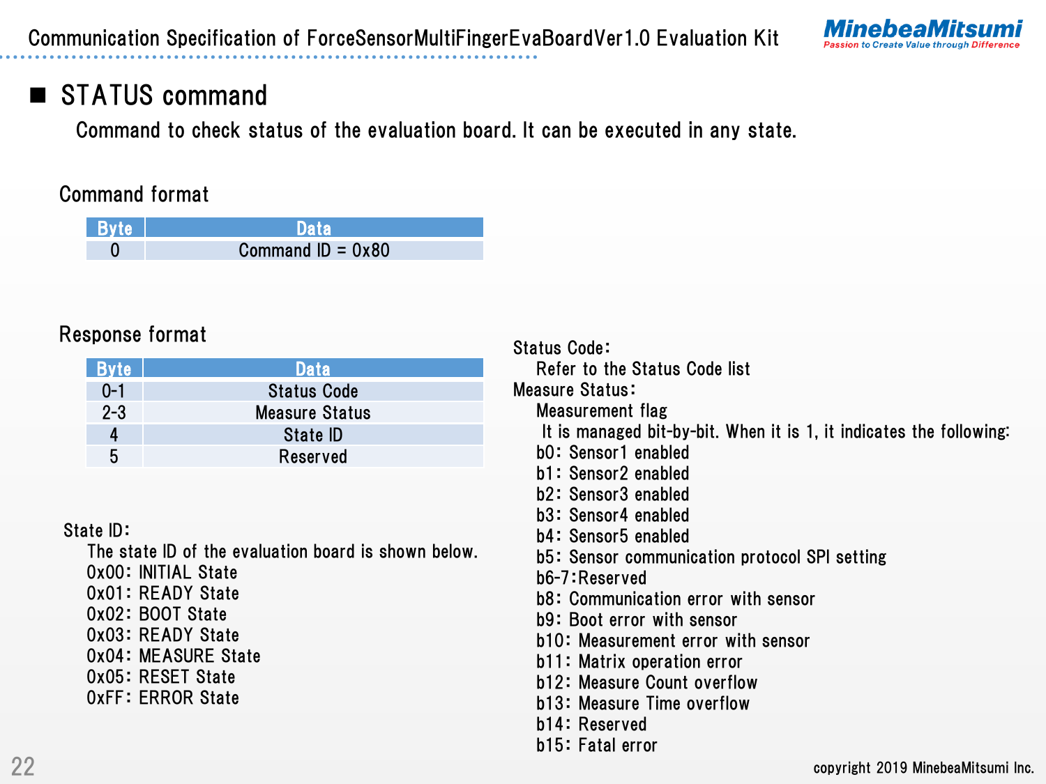## STATUS command

Command to check status of the evaluation board. It can be executed in any state.

### Command format

| Byte | Data |
|---|---|
| 0 | Command ID = 0x80 |

### Response format

| Byte | Data |
|---|---|
| 0-1 | Status Code |
| 2-3 | Measure Status |
| 4 | State ID |
| 5 | Reserved |

State ID:

The state ID of the evaluation board is shown below.

0x00: INITIAL State
0x01: READY State
0x02: BOOT State
0x03: READY State
0x04: MEASURE State
0x05: RESET State
0xFF: ERROR State

Status Code:

Refer to the Status Code list

Measure Status:

Measurement flag

It is managed bit-by-bit. When it is 1, it indicates the following:

b0: Sensor1 enabled
b1: Sensor2 enabled
b2: Sensor3 enabled
b3: Sensor4 enabled
b4: Sensor5 enabled
b5: Sensor communication protocol SPI setting
b6-7:Reserved
b8: Communication error with sensor
b9: Boot error with sensor
b10: Measurement error with sensor
b11: Matrix operation error
b12: Measure Count overflow
b13: Measure Time overflow
b14: Reserved
b15: Fatal error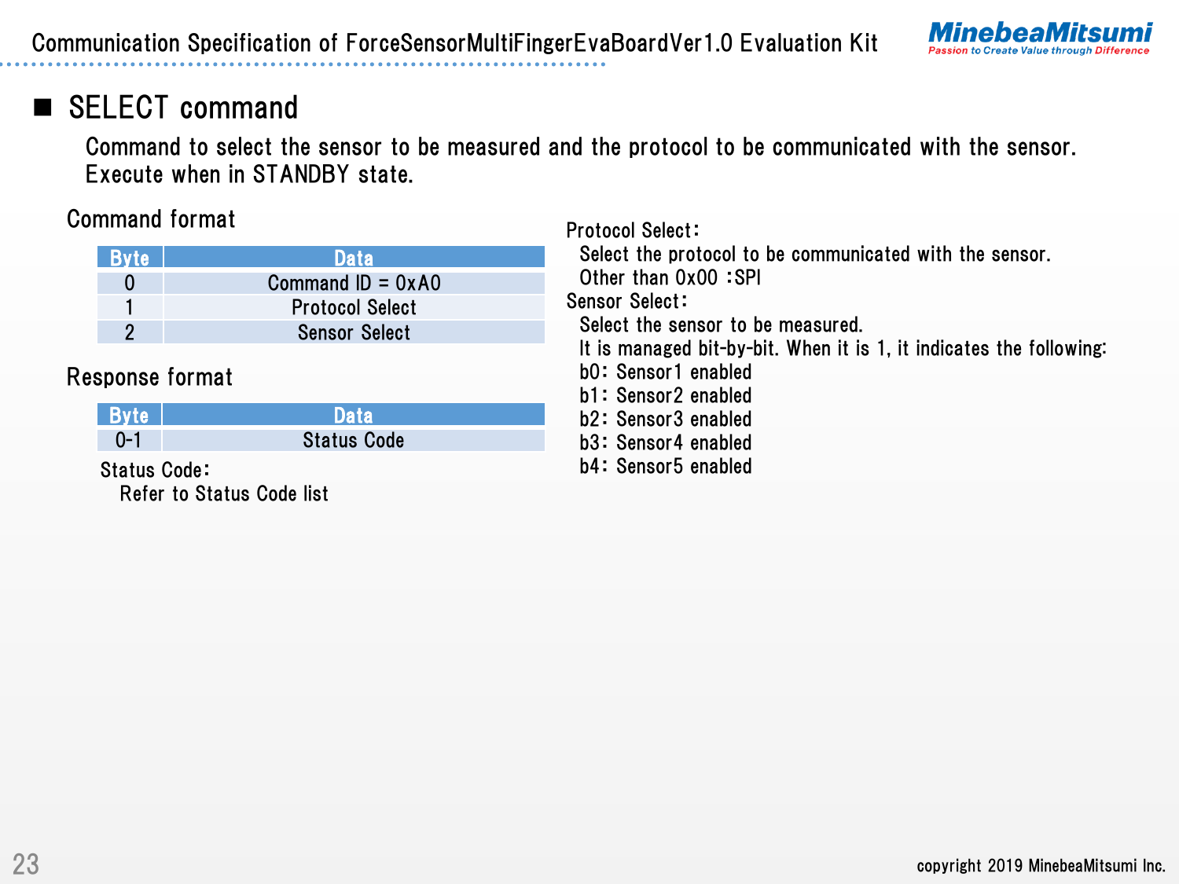## ■ SELECT command

Command to select the sensor to be measured and the protocol to be communicated with the sensor.
Execute when in STANDBY state.

Command format

| Byte | Data |
|---|---|
| 0 | Command ID = 0xA0 |
| 1 | Protocol Select |
| 2 | Sensor Select |

Response format

| Byte | Data |
|---|---|
| 0-1 | Status Code |

Status Code:
  Refer to Status Code list

Protocol Select:
  Select the protocol to be communicated with the sensor.
  Other than 0x00 :SPI

Sensor Select:
  Select the sensor to be measured.
  It is managed bit-by-bit. When it is 1, it indicates the following:
  b0: Sensor1 enabled
  b1: Sensor2 enabled
  b2: Sensor3 enabled
  b3: Sensor4 enabled
  b4: Sensor5 enabled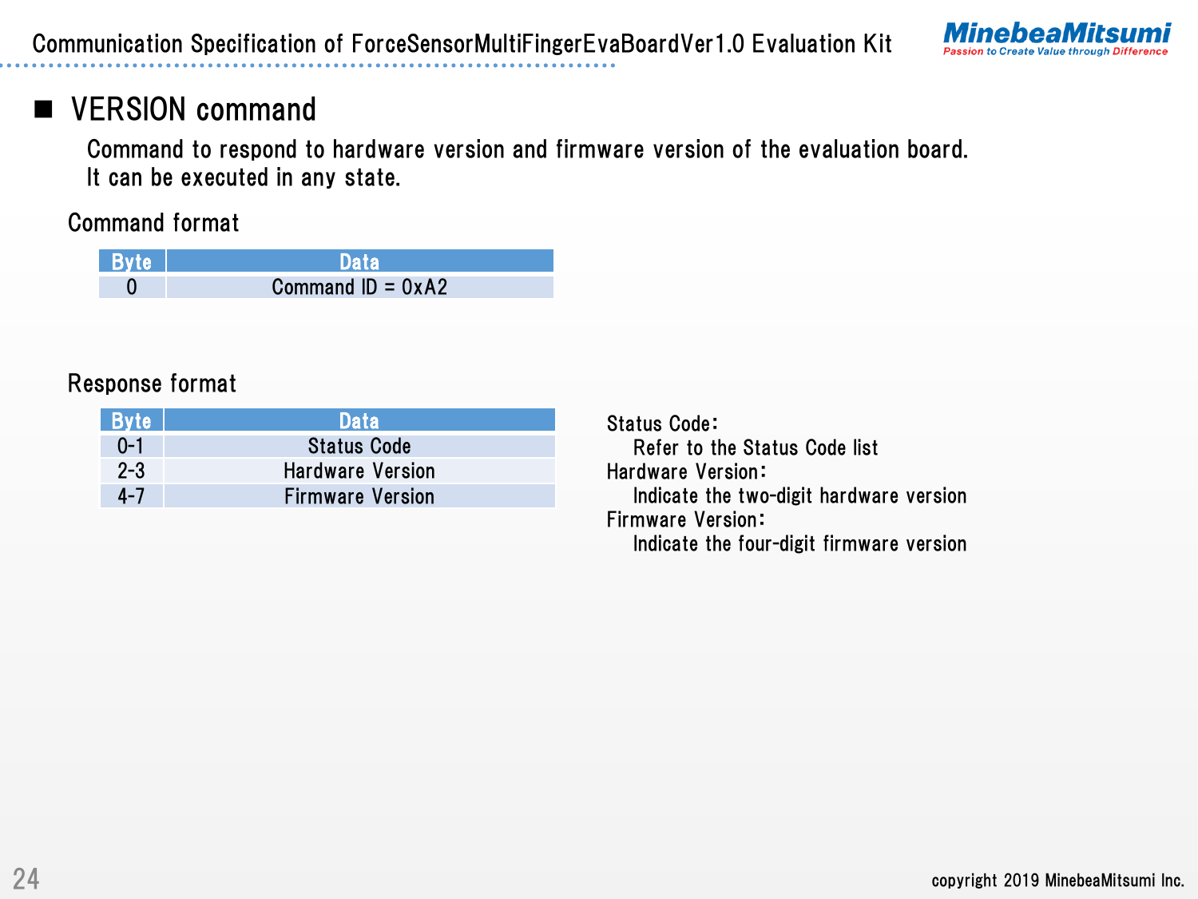## ■ VERSION command

Command to respond to hardware version and firmware version of the evaluation board.
It can be executed in any state.

Command format

| Byte | Data |
|---|---|
| 0 | Command ID = 0xA2 |

Response format

| Byte | Data |
|---|---|
| 0-1 | Status Code |
| 2-3 | Hardware Version |
| 4-7 | Firmware Version |

Status Code:
Refer to the Status Code list
Hardware Version:
Indicate the two-digit hardware version
Firmware Version:
Indicate the four-digit firmware version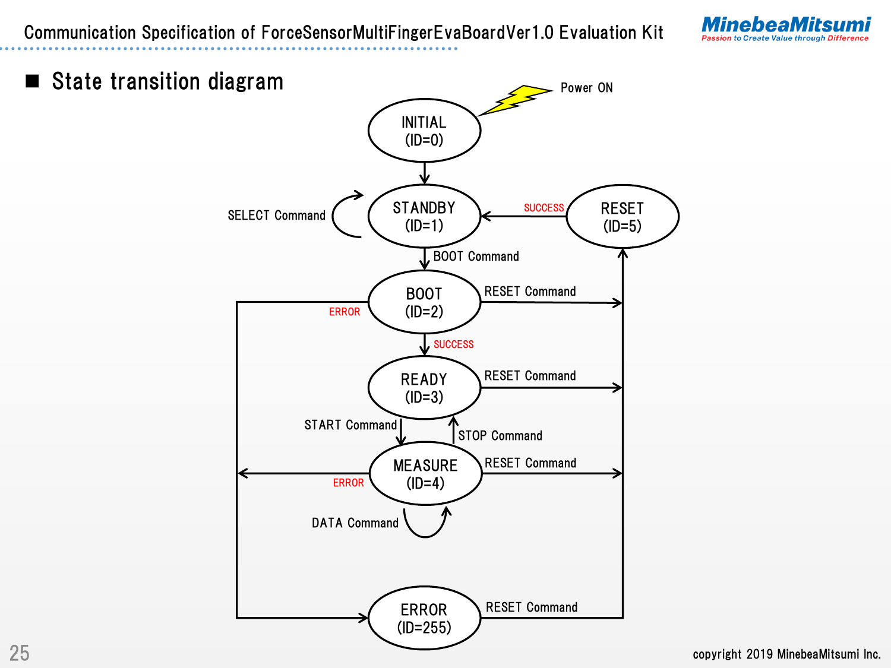## ■ State transition diagram

Power ON

INITIAL (ID=0)

STANDBY (ID=1)

SELECT Command

RESET (ID=5)

SUCCESS

BOOT Command

BOOT (ID=2)

RESET Command

ERROR

SUCCESS

READY (ID=3)

RESET Command

START Command

STOP Command

MEASURE (ID=4)

RESET Command

ERROR

DATA Command

ERROR (ID=255)

RESET Command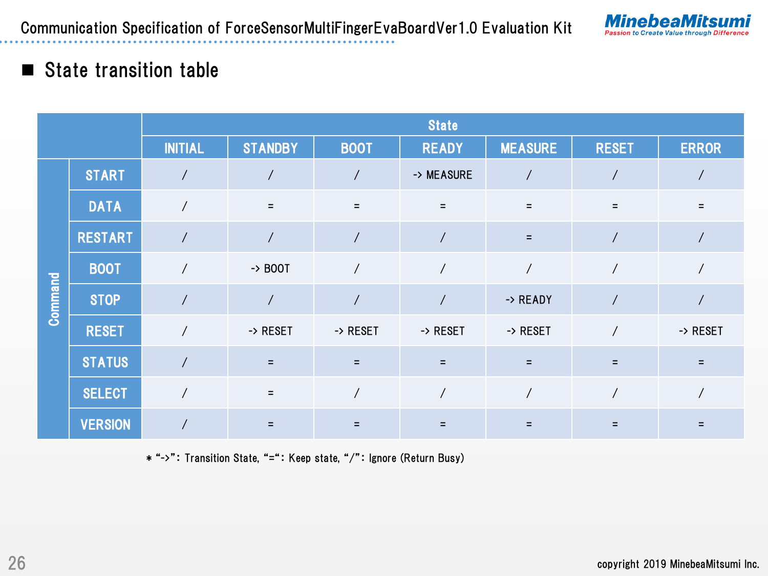## ■ State transition table

| | | State | | | | | | |
|---|---|---|---|---|---|---|---|---|
| | | INITIAL | STANDBY | BOOT | READY | MEASURE | RESET | ERROR |
| Command | START | / | / | / | -> MEASURE | / | / | / |
| | DATA | / | = | = | = | = | = | = |
| | RESTART | / | / | / | / | = | / | / |
| | BOOT | / | -> BOOT | / | / | / | / | / |
| | STOP | / | / | / | / | -> READY | / | / |
| | RESET | / | -> RESET | -> RESET | -> RESET | -> RESET | / | -> RESET |
| | STATUS | / | = | = | = | = | = | = |
| | SELECT | / | = | / | / | / | / | / |
| | VERSION | / | = | = | = | = | = | = |

* “->”: Transition State, “=“: Keep state, “/”: Ignore (Return Busy)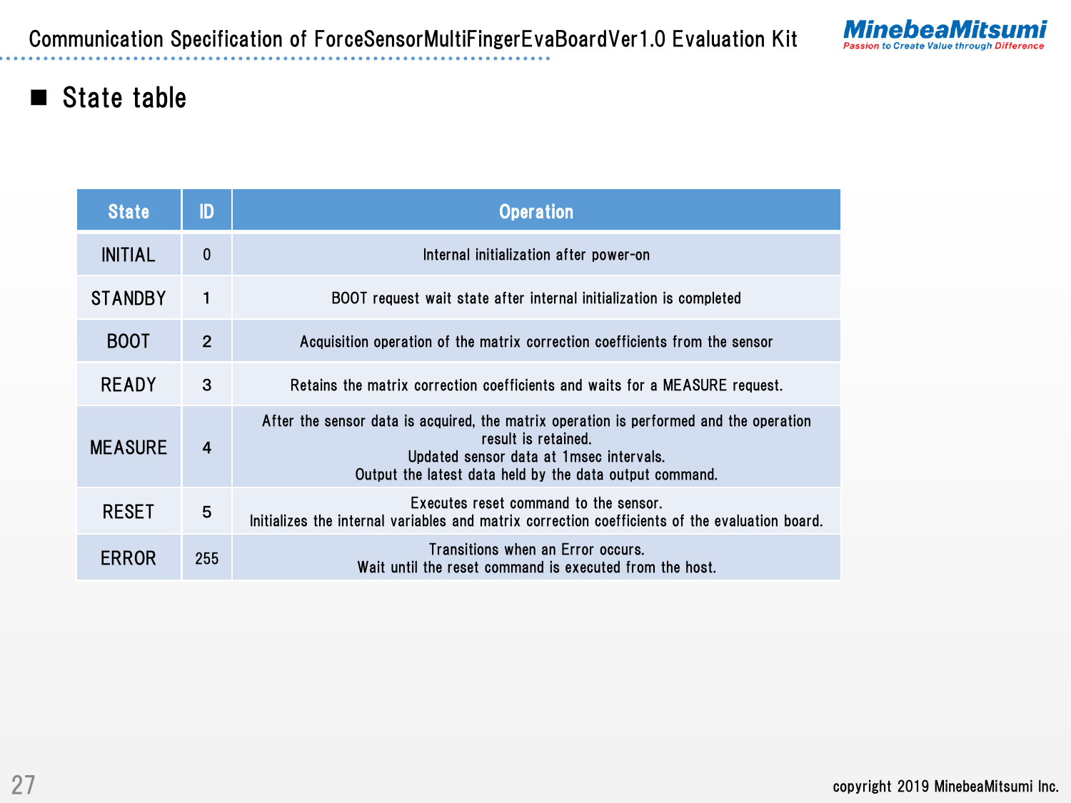## ■ State table

| State | ID | Operation |
|---|---|---|
| INITIAL | 0 | Internal initialization after power-on |
| STANDBY | 1 | BOOT request wait state after internal initialization is completed |
| BOOT | 2 | Acquisition operation of the matrix correction coefficients from the sensor |
| READY | 3 | Retains the matrix correction coefficients and waits for a MEASURE request. |
| MEASURE | 4 | After the sensor data is acquired, the matrix operation is performed and the operation result is retained.<br>Updated sensor data at 1msec intervals.<br>Output the latest data held by the data output command. |
| RESET | 5 | Executes reset command to the sensor.<br>Initializes the internal variables and matrix correction coefficients of the evaluation board. |
| ERROR | 255 | Transitions when an Error occurs.<br>Wait until the reset command is executed from the host. |